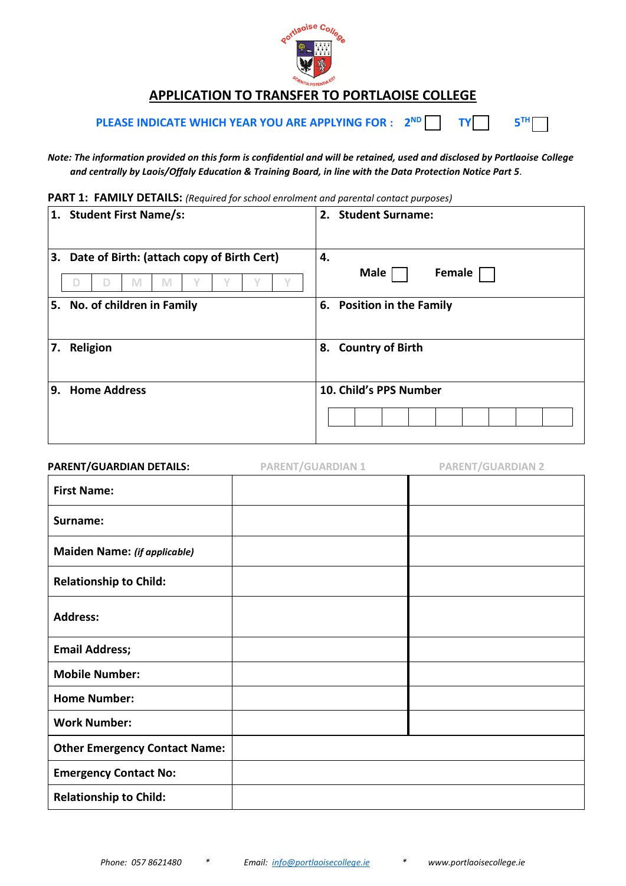Portlaoise College

SCIENTIA POTENTIA EST

# APPLICATION TO TRANSFER TO PORTLAOISE COLLEGE

**PLEASE INDICATE WHICH YEAR YOU ARE APPLYING FOR :** 2ND ☐ TY ☐ 5TH ☐

*Note: The information provided on this form is confidential and will be retained, used and disclosed by Portlaoise College and centrally by Laois/Offaly Education & Training Board, in line with the Data Protection Notice Part 5.*

**PART 1: FAMILY DETAILS:** *(Required for school enrolment and parental contact purposes)*

| | |
|---|---|
| **1. Student First Name/s:** | **2. Student Surname:** |
| **3. Date of Birth: (attach copy of Birth Cert)** D D M M Y Y Y Y | **4.** Male ☐ Female ☐ |
| **5. No. of children in Family** | **6. Position in the Family** |
| **7. Religion** | **8. Country of Birth** |
| **9. Home Address** | **10. Child's PPS Number** |

**PARENT/GUARDIAN DETAILS:**

| | PARENT/GUARDIAN 1 | PARENT/GUARDIAN 2 |
|---|---|---|
| **First Name:** | | |
| **Surname:** | | |
| **Maiden Name:** *(if applicable)* | | |
| **Relationship to Child:** | | |
| **Address:** | | |
| **Email Address;** | | |
| **Mobile Number:** | | |
| **Home Number:** | | |
| **Work Number:** | | |
| **Other Emergency Contact Name:** | | |
| **Emergency Contact No:** | | |
| **Relationship to Child:** | | |

*Phone: 057 8621480 * Email: info@portlaoisecollege.ie * www.portlaoisecollege.ie*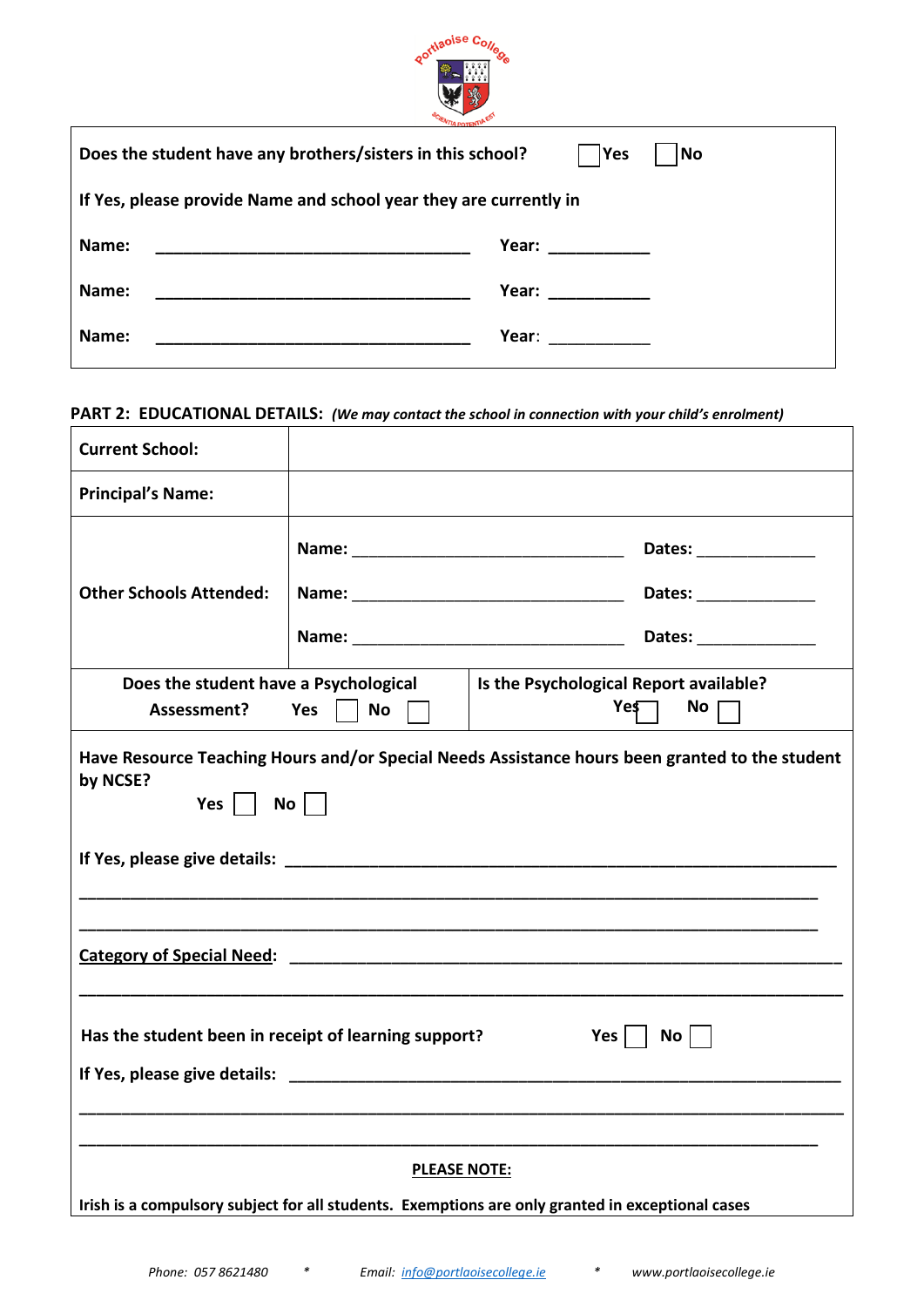| | |
|---|---|
| **Does the student have any brothers/sisters in this school?** ☐ **Yes** ☐ **No** | |
| **If Yes, please provide Name and school year they are currently in** | |
| **Name:** ___________________________________ | **Year:** ___________ |
| **Name:** ___________________________________ | **Year:** ___________ |
| **Name:** ___________________________________ | **Year:** ___________ |

**PART 2: EDUCATIONAL DETAILS:** ***(We may contact the school in connection with your child's enrolment)***

| | |
|---|---|
| **Current School:** | |
| **Principal's Name:** | |
| **Other Schools Attended:** | **Name:** _______________________________ **Dates:** _____________<br>**Name:** _______________________________ **Dates:** _____________<br>**Name:** _______________________________ **Dates:** _____________ |
| **Does the student have a Psychological Assessment?** **Yes** ☐ **No** ☐ | **Is the Psychological Report available?** **Yes** ☐ **No** ☐ |

**Have Resource Teaching Hours and/or Special Needs Assistance hours been granted to the student by NCSE?**

**Yes** ☐ **No** ☐

**If Yes, please give details:** ______________________________________________________________

_____________________________________________________________________________________

_____________________________________________________________________________________

**Category of Special Need:** __________________________________________________________

_____________________________________________________________________________________

**Has the student been in receipt of learning support?** **Yes** ☐ **No** ☐

**If Yes, please give details:** ______________________________________________________________

_____________________________________________________________________________________

_____________________________________________________________________________________

**PLEASE NOTE:**

**Irish is a compulsory subject for all students. Exemptions are only granted in exceptional cases**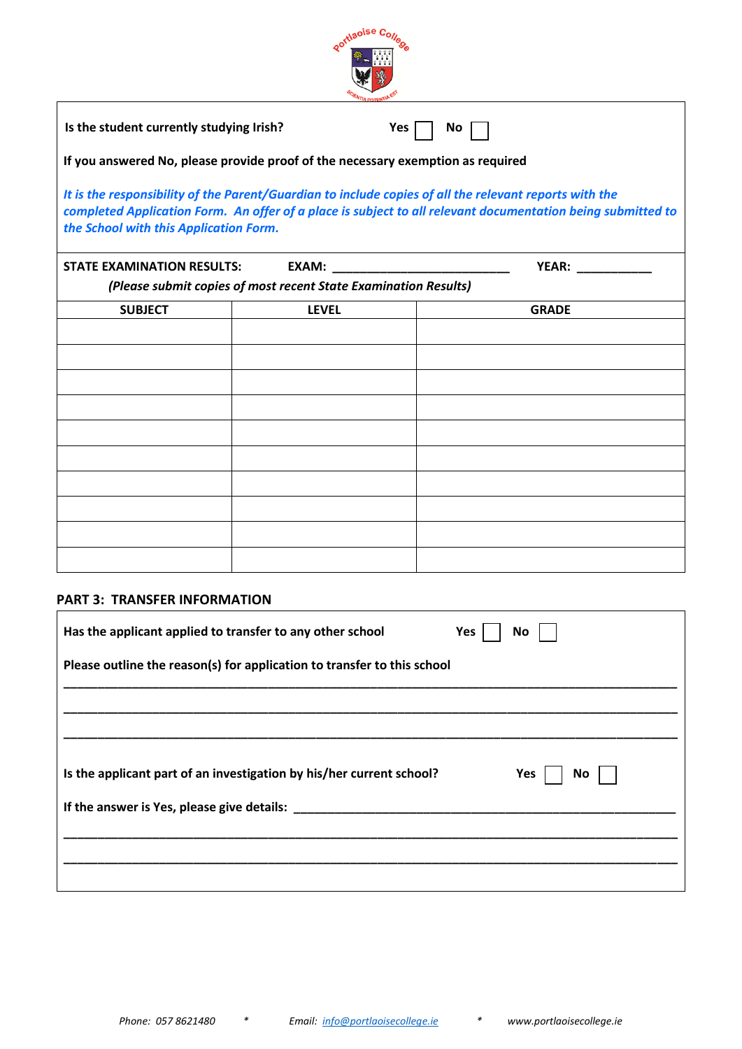Is the student currently studying Irish? Yes ☐ No ☐

If you answered No, please provide proof of the necessary exemption as required

*It is the responsibility of the Parent/Guardian to include copies of all the relevant reports with the completed Application Form. An offer of a place is subject to all relevant documentation being submitted to the School with this Application Form.*

**STATE EXAMINATION RESULTS:** **EXAM:** ___________________________ **YEAR:** ___________

*(Please submit copies of most recent State Examination Results)*

| SUBJECT | LEVEL | GRADE |
|---|---|---|
| | | |
| | | |
| | | |
| | | |
| | | |
| | | |
| | | |
| | | |
| | | |
| | | |

## PART 3: TRANSFER INFORMATION

Has the applicant applied to transfer to any other school Yes ☐ No ☐

Please outline the reason(s) for application to transfer to this school

_______________________________________________________________________________

_______________________________________________________________________________

_______________________________________________________________________________

Is the applicant part of an investigation by his/her current school? Yes ☐ No ☐

If the answer is Yes, please give details: _______________________________________________

_______________________________________________________________________________

_______________________________________________________________________________

Phone: 057 8621480 * Email: info@portlaoisecollege.ie * www.portlaoisecollege.ie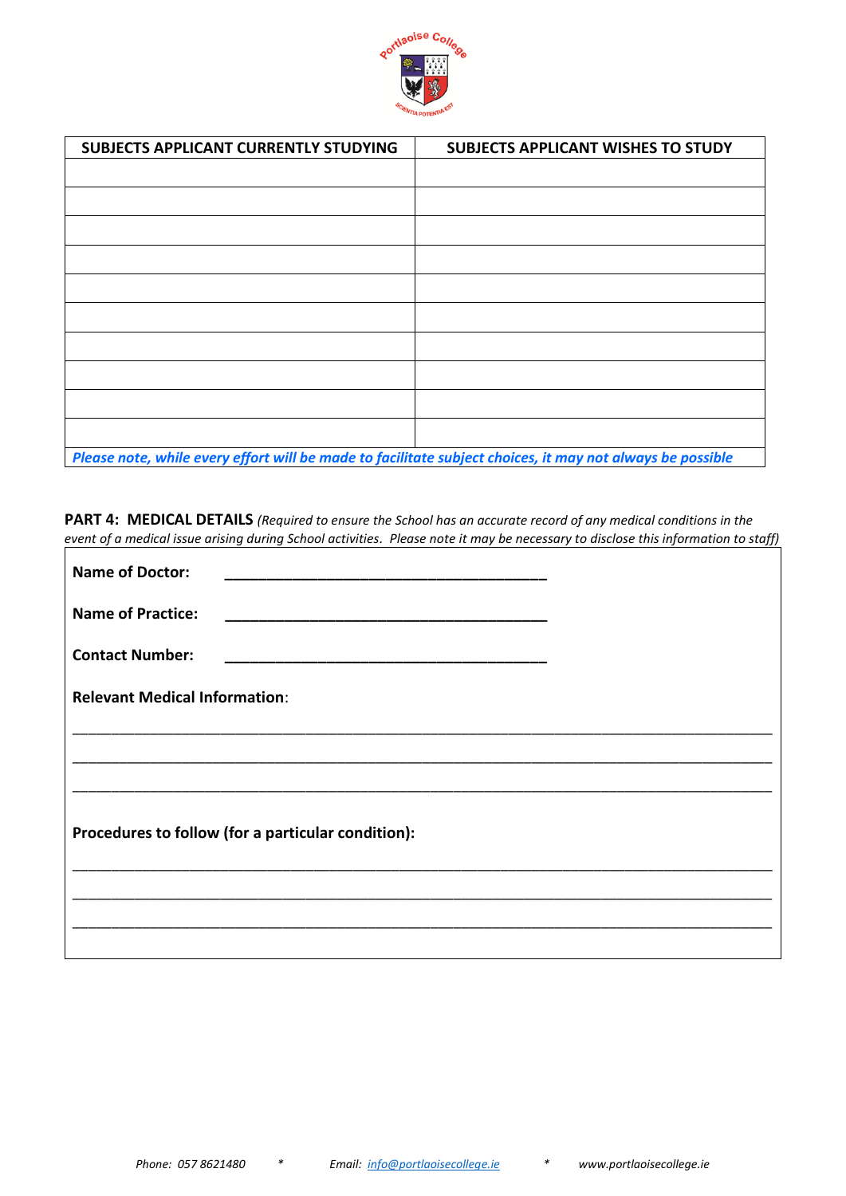| SUBJECTS APPLICANT CURRENTLY STUDYING | SUBJECTS APPLICANT WISHES TO STUDY |
|---|---|
| | |
| | |
| | |
| | |
| | |
| | |
| | |
| | |
| | |
| | |

***Please note, while every effort will be made to facilitate subject choices, it may not always be possible***

**PART 4: MEDICAL DETAILS** *(Required to ensure the School has an accurate record of any medical conditions in the event of a medical issue arising during School activities. Please note it may be necessary to disclose this information to staff)*

**Name of Doctor:** ________________________________________

**Name of Practice:** ________________________________________

**Contact Number:** ________________________________________

**Relevant Medical Information**:

______________________________________________________________________________

______________________________________________________________________________

______________________________________________________________________________

**Procedures to follow (for a particular condition):**

______________________________________________________________________________

______________________________________________________________________________

______________________________________________________________________________

*Phone: 057 8621480 * Email: info@portlaoisecollege.ie * www.portlaoisecollege.ie*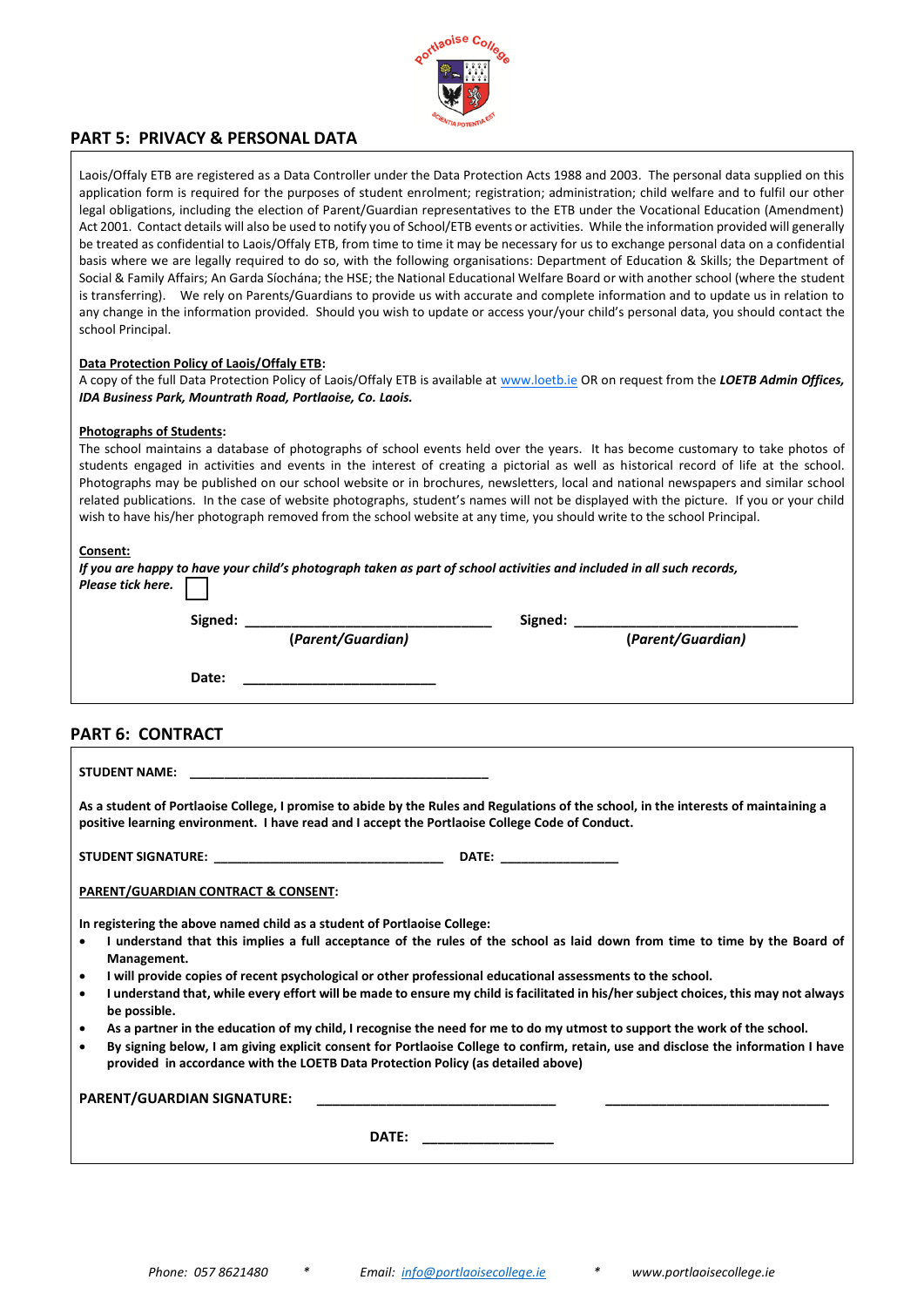## PART 5: PRIVACY & PERSONAL DATA

Laois/Offaly ETB are registered as a Data Controller under the Data Protection Acts 1988 and 2003. The personal data supplied on this application form is required for the purposes of student enrolment; registration; administration; child welfare and to fulfil our other legal obligations, including the election of Parent/Guardian representatives to the ETB under the Vocational Education (Amendment) Act 2001. Contact details will also be used to notify you of School/ETB events or activities. While the information provided will generally be treated as confidential to Laois/Offaly ETB, from time to time it may be necessary for us to exchange personal data on a confidential basis where we are legally required to do so, with the following organisations: Department of Education & Skills; the Department of Social & Family Affairs; An Garda Síochána; the HSE; the National Educational Welfare Board or with another school (where the student is transferring). We rely on Parents/Guardians to provide us with accurate and complete information and to update us in relation to any change in the information provided. Should you wish to update or access your/your child's personal data, you should contact the school Principal.

**Data Protection Policy of Laois/Offaly ETB:**
A copy of the full Data Protection Policy of Laois/Offaly ETB is available at www.loetb.ie OR on request from the ***LOETB Admin Offices, IDA Business Park, Mountrath Road, Portlaoise, Co. Laois.***

**Photographs of Students:**
The school maintains a database of photographs of school events held over the years. It has become customary to take photos of students engaged in activities and events in the interest of creating a pictorial as well as historical record of life at the school. Photographs may be published on our school website or in brochures, newsletters, local and national newspapers and similar school related publications. In the case of website photographs, student's names will not be displayed with the picture. If you or your child wish to have his/her photograph removed from the school website at any time, you should write to the school Principal.

**Consent:**
***If you are happy to have your child's photograph taken as part of school activities and included in all such records, Please tick here.*** ☐

**Signed:** ______________________________ **(Parent/Guardian)**

**Signed:** ______________________________ **(Parent/Guardian)**

**Date:** ________________________

## PART 6: CONTRACT

**STUDENT NAME:** ________________________________________

**As a student of Portlaoise College, I promise to abide by the Rules and Regulations of the school, in the interests of maintaining a positive learning environment. I have read and I accept the Portlaoise College Code of Conduct.**

**STUDENT SIGNATURE:** ______________________________ **DATE:** _______________

**PARENT/GUARDIAN CONTRACT & CONSENT:**

**In registering the above named child as a student of Portlaoise College:**

- **I understand that this implies a full acceptance of the rules of the school as laid down from time to time by the Board of Management.**
- **I will provide copies of recent psychological or other professional educational assessments to the school.**
- **I understand that, while every effort will be made to ensure my child is facilitated in his/her subject choices, this may not always be possible.**
- **As a partner in the education of my child, I recognise the need for me to do my utmost to support the work of the school.**
- **By signing below, I am giving explicit consent for Portlaoise College to confirm, retain, use and disclose the information I have provided in accordance with the LOETB Data Protection Policy (as detailed above)**

**PARENT/GUARDIAN SIGNATURE:** ______________________________ ______________________________

**DATE:** _______________

*Phone: 057 8621480 * Email: info@portlaoisecollege.ie * www.portlaoisecollege.ie*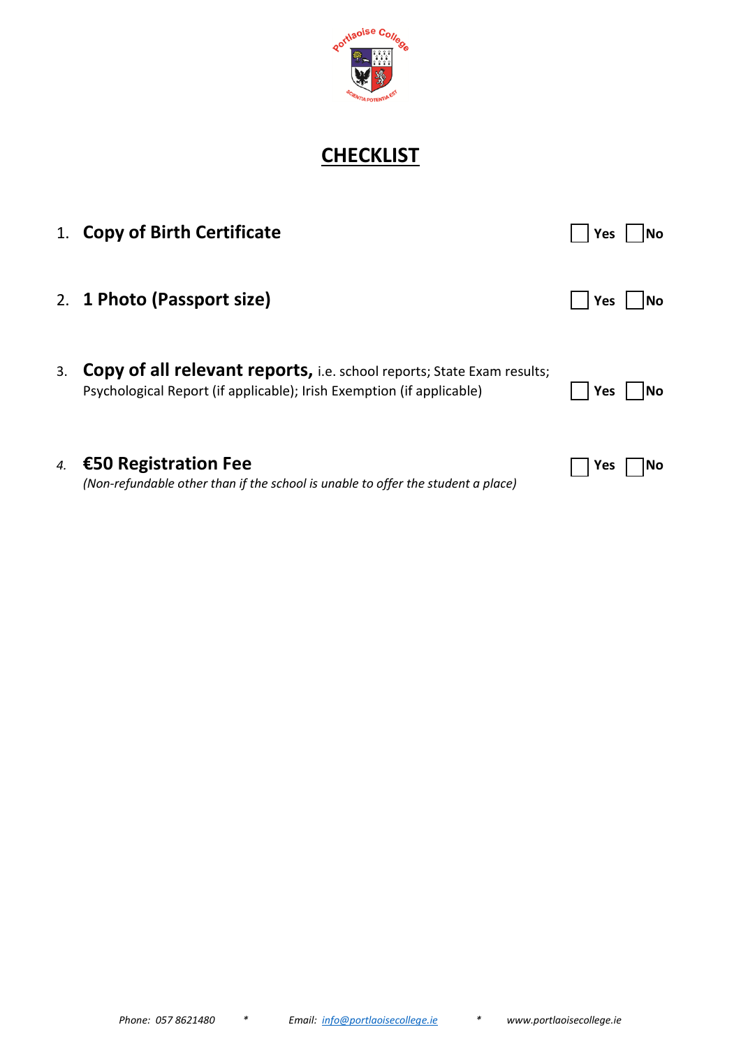# CHECKLIST

1. **Copy of Birth Certificate** ☐ **Yes** ☐ **No**

2. **1 Photo (Passport size)** ☐ **Yes** ☐ **No**

3. **Copy of all relevant reports,** i.e. school reports; State Exam results; Psychological Report (if applicable); Irish Exemption (if applicable) ☐ **Yes** ☐ **No**

4. **€50 Registration Fee** ☐ **Yes** ☐ **No**
   *(Non-refundable other than if the school is unable to offer the student a place)*

*Phone: 057 8621480 * Email: info@portlaoisecollege.ie * www.portlaoisecollege.ie*